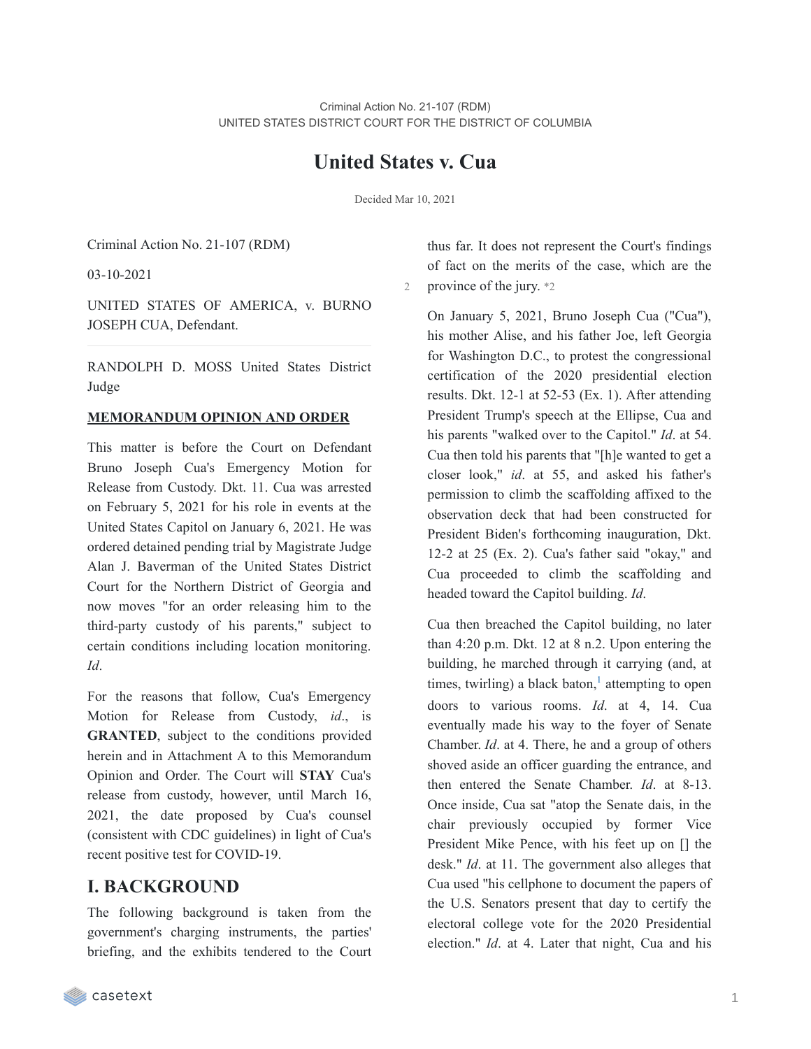Criminal Action No. 21-107 (RDM)
UNITED STATES DISTRICT COURT FOR THE DISTRICT OF COLUMBIA

# United States v. Cua

Decided Mar 10, 2021

Criminal Action No. 21-107 (RDM)

03-10-2021

UNITED STATES OF AMERICA, v. BURNO JOSEPH CUA, Defendant.

RANDOLPH D. MOSS United States District Judge

**MEMORANDUM OPINION AND ORDER**

This matter is before the Court on Defendant Bruno Joseph Cua's Emergency Motion for Release from Custody. Dkt. 11. Cua was arrested on February 5, 2021 for his role in events at the United States Capitol on January 6, 2021. He was ordered detained pending trial by Magistrate Judge Alan J. Baverman of the United States District Court for the Northern District of Georgia and now moves "for an order releasing him to the third-party custody of his parents," subject to certain conditions including location monitoring. *Id*.

For the reasons that follow, Cua's Emergency Motion for Release from Custody, *id*., is **GRANTED**, subject to the conditions provided herein and in Attachment A to this Memorandum Opinion and Order. The Court will **STAY** Cua's release from custody, however, until March 16, 2021, the date proposed by Cua's counsel (consistent with CDC guidelines) in light of Cua's recent positive test for COVID-19.

## I. BACKGROUND

The following background is taken from the government's charging instruments, the parties' briefing, and the exhibits tendered to the Court thus far. It does not represent the Court's findings of fact on the merits of the case, which are the province of the jury. *2

On January 5, 2021, Bruno Joseph Cua ("Cua"), his mother Alise, and his father Joe, left Georgia for Washington D.C., to protest the congressional certification of the 2020 presidential election results. Dkt. 12-1 at 52-53 (Ex. 1). After attending President Trump's speech at the Ellipse, Cua and his parents "walked over to the Capitol." *Id*. at 54. Cua then told his parents that "[h]e wanted to get a closer look," *id*. at 55, and asked his father's permission to climb the scaffolding affixed to the observation deck that had been constructed for President Biden's forthcoming inauguration, Dkt. 12-2 at 25 (Ex. 2). Cua's father said "okay," and Cua proceeded to climb the scaffolding and headed toward the Capitol building. *Id*.

Cua then breached the Capitol building, no later than 4:20 p.m. Dkt. 12 at 8 n.2. Upon entering the building, he marched through it carrying (and, at times, twirling) a black baton,[1] attempting to open doors to various rooms. *Id*. at 4, 14. Cua eventually made his way to the foyer of Senate Chamber. *Id*. at 4. There, he and a group of others shoved aside an officer guarding the entrance, and then entered the Senate Chamber. *Id*. at 8-13. Once inside, Cua sat "atop the Senate dais, in the chair previously occupied by former Vice President Mike Pence, with his feet up on [] the desk." *Id*. at 11. The government also alleges that Cua used "his cellphone to document the papers of the U.S. Senators present that day to certify the electoral college vote for the 2020 Presidential election." *Id*. at 4. Later that night, Cua and his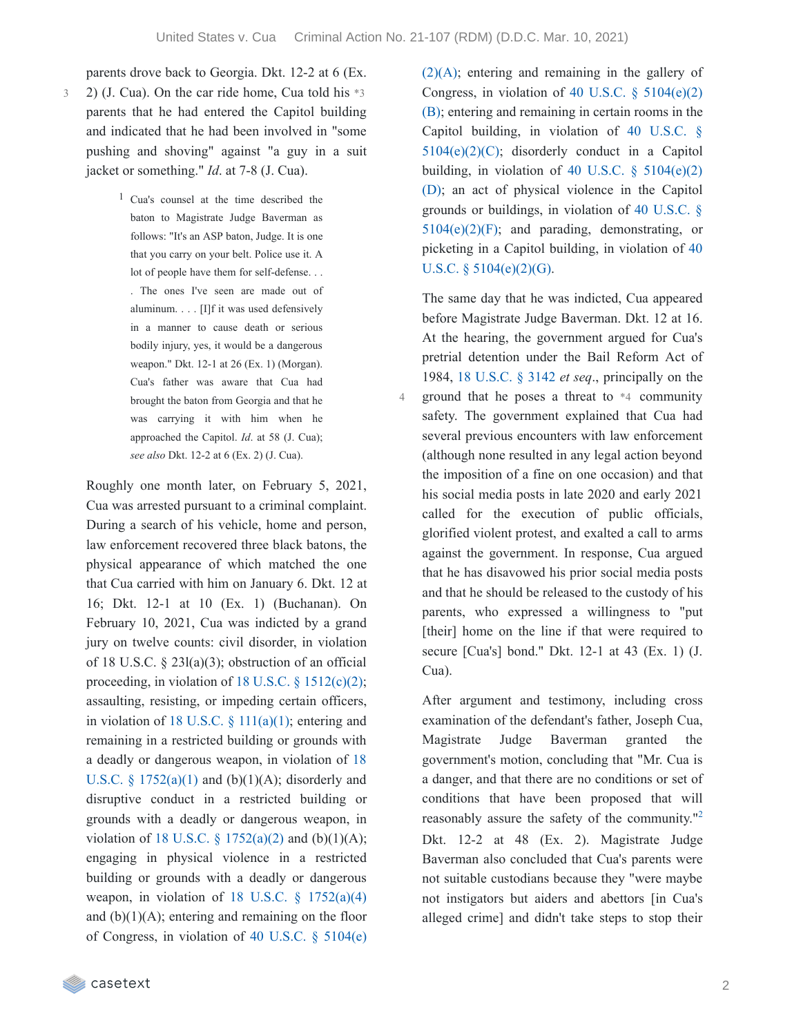parents drove back to Georgia. Dkt. 12-2 at 6 (Ex. 2) (J. Cua). On the car ride home, Cua told his *3 parents that he had entered the Capitol building and indicated that he had been involved in "some pushing and shoving" against "a guy in a suit jacket or something." *Id*. at 7-8 (J. Cua).

[1] Cua's counsel at the time described the baton to Magistrate Judge Baverman as follows: "It's an ASP baton, Judge. It is one that you carry on your belt. Police use it. A lot of people have them for self-defense. . . . The ones I've seen are made out of aluminum. . . . [I]f it was used defensively in a manner to cause death or serious bodily injury, yes, it would be a dangerous weapon." Dkt. 12-1 at 26 (Ex. 1) (Morgan). Cua's father was aware that Cua had brought the baton from Georgia and that he was carrying it with him when he approached the Capitol. *Id*. at 58 (J. Cua); *see also* Dkt. 12-2 at 6 (Ex. 2) (J. Cua).

Roughly one month later, on February 5, 2021, Cua was arrested pursuant to a criminal complaint. During a search of his vehicle, home and person, law enforcement recovered three black batons, the physical appearance of which matched the one that Cua carried with him on January 6. Dkt. 12 at 16; Dkt. 12-1 at 10 (Ex. 1) (Buchanan). On February 10, 2021, Cua was indicted by a grand jury on twelve counts: civil disorder, in violation of 18 U.S.C. § 231(a)(3); obstruction of an official proceeding, in violation of 18 U.S.C. § 1512(c)(2); assaulting, resisting, or impeding certain officers, in violation of 18 U.S.C. § 111(a)(1); entering and remaining in a restricted building or grounds with a deadly or dangerous weapon, in violation of 18 U.S.C. § 1752(a)(1) and (b)(1)(A); disorderly and disruptive conduct in a restricted building or grounds with a deadly or dangerous weapon, in violation of 18 U.S.C. § 1752(a)(2) and (b)(1)(A); engaging in physical violence in a restricted building or grounds with a deadly or dangerous weapon, in violation of 18 U.S.C. § 1752(a)(4) and (b)(1)(A); entering and remaining on the floor of Congress, in violation of 40 U.S.C. § 5104(e)(2)(A); entering and remaining in the gallery of Congress, in violation of 40 U.S.C. § 5104(e)(2)(B); entering and remaining in certain rooms in the Capitol building, in violation of 40 U.S.C. § 5104(e)(2)(C); disorderly conduct in a Capitol building, in violation of 40 U.S.C. § 5104(e)(2)(D); an act of physical violence in the Capitol grounds or buildings, in violation of 40 U.S.C. § 5104(e)(2)(F); and parading, demonstrating, or picketing in a Capitol building, in violation of 40 U.S.C. § 5104(e)(2)(G).

The same day that he was indicted, Cua appeared before Magistrate Judge Baverman. Dkt. 12 at 16. At the hearing, the government argued for Cua's pretrial detention under the Bail Reform Act of 1984, 18 U.S.C. § 3142 *et seq*., principally on the ground that he poses a threat to *4 community safety. The government explained that Cua had several previous encounters with law enforcement (although none resulted in any legal action beyond the imposition of a fine on one occasion) and that his social media posts in late 2020 and early 2021 called for the execution of public officials, glorified violent protest, and exalted a call to arms against the government. In response, Cua argued that he has disavowed his prior social media posts and that he should be released to the custody of his parents, who expressed a willingness to "put [their] home on the line if that were required to secure [Cua's] bond." Dkt. 12-1 at 43 (Ex. 1) (J. Cua).

After argument and testimony, including cross examination of the defendant's father, Joseph Cua, Magistrate Judge Baverman granted the government's motion, concluding that "Mr. Cua is a danger, and that there are no conditions or set of conditions that have been proposed that will reasonably assure the safety of the community."[2] Dkt. 12-2 at 48 (Ex. 2). Magistrate Judge Baverman also concluded that Cua's parents were not suitable custodians because they "were maybe not instigators but aiders and abettors [in Cua's alleged crime] and didn't take steps to stop their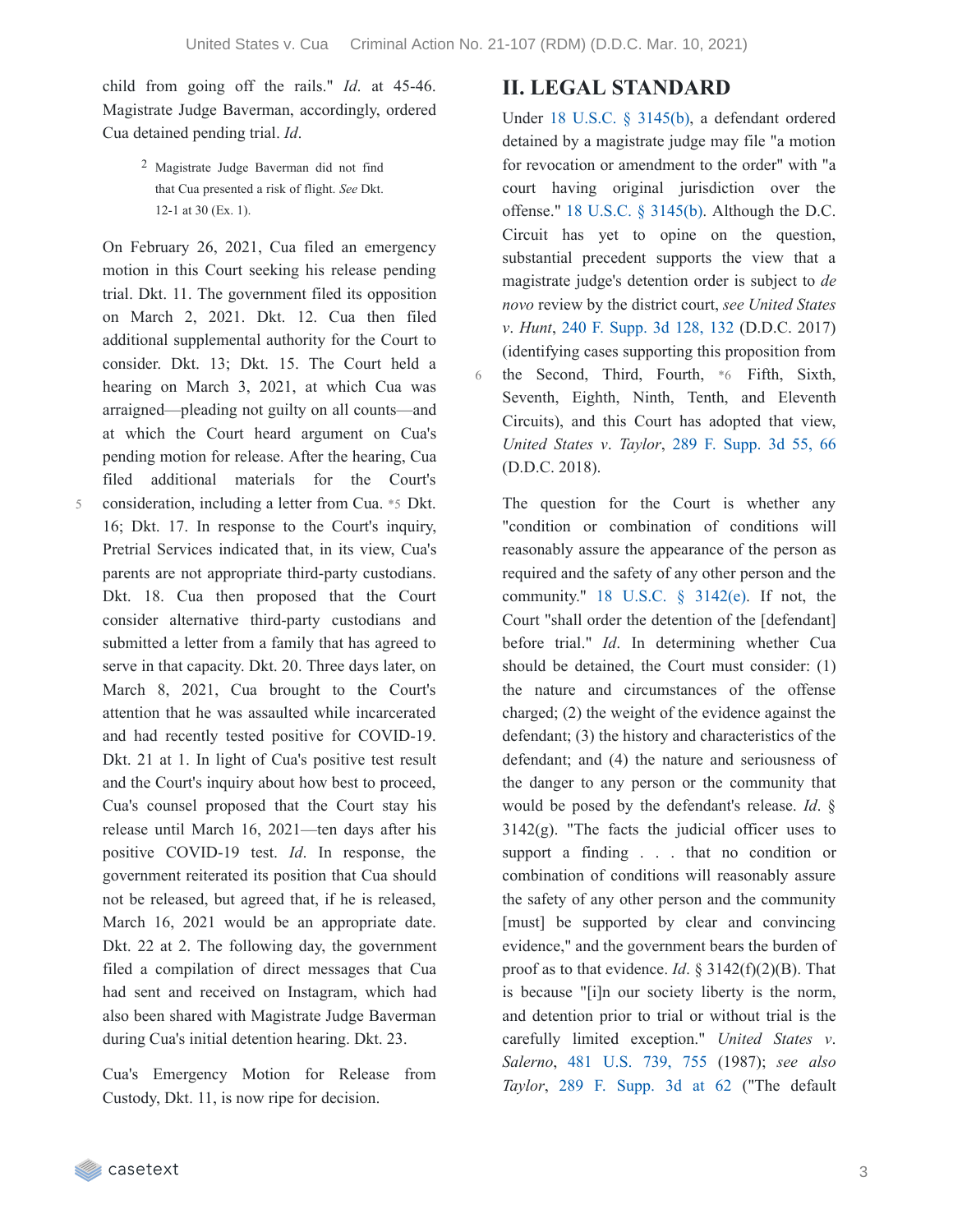child from going off the rails." *Id.* at 45-46. Magistrate Judge Baverman, accordingly, ordered Cua detained pending trial. *Id.*

[2] Magistrate Judge Baverman did not find that Cua presented a risk of flight. *See* Dkt. 12-1 at 30 (Ex. 1).

On February 26, 2021, Cua filed an emergency motion in this Court seeking his release pending trial. Dkt. 11. The government filed its opposition on March 2, 2021. Dkt. 12. Cua then filed additional supplemental authority for the Court to consider. Dkt. 13; Dkt. 15. The Court held a hearing on March 3, 2021, at which Cua was arraigned—pleading not guilty on all counts—and at which the Court heard argument on Cua's pending motion for release. After the hearing, Cua filed additional materials for the Court's consideration, including a letter from Cua. *5 Dkt. 16; Dkt. 17. In response to the Court's inquiry, Pretrial Services indicated that, in its view, Cua's parents are not appropriate third-party custodians. Dkt. 18. Cua then proposed that the Court consider alternative third-party custodians and submitted a letter from a family that has agreed to serve in that capacity. Dkt. 20. Three days later, on March 8, 2021, Cua brought to the Court's attention that he was assaulted while incarcerated and had recently tested positive for COVID-19. Dkt. 21 at 1. In light of Cua's positive test result and the Court's inquiry about how best to proceed, Cua's counsel proposed that the Court stay his release until March 16, 2021—ten days after his positive COVID-19 test. *Id.* In response, the government reiterated its position that Cua should not be released, but agreed that, if he is released, March 16, 2021 would be an appropriate date. Dkt. 22 at 2. The following day, the government filed a compilation of direct messages that Cua had sent and received on Instagram, which had also been shared with Magistrate Judge Baverman during Cua's initial detention hearing. Dkt. 23.

Cua's Emergency Motion for Release from Custody, Dkt. 11, is now ripe for decision.

## II. LEGAL STANDARD

Under 18 U.S.C. § 3145(b), a defendant ordered detained by a magistrate judge may file "a motion for revocation or amendment to the order" with "a court having original jurisdiction over the offense." 18 U.S.C. § 3145(b). Although the D.C. Circuit has yet to opine on the question, substantial precedent supports the view that a magistrate judge's detention order is subject to *de novo* review by the district court, *see United States v. Hunt*, 240 F. Supp. 3d 128, 132 (D.D.C. 2017) (identifying cases supporting this proposition from the Second, Third, Fourth, *6 Fifth, Sixth, Seventh, Eighth, Ninth, Tenth, and Eleventh Circuits), and this Court has adopted that view, *United States v. Taylor*, 289 F. Supp. 3d 55, 66 (D.D.C. 2018).

The question for the Court is whether any "condition or combination of conditions will reasonably assure the appearance of the person as required and the safety of any other person and the community." 18 U.S.C. § 3142(e). If not, the Court "shall order the detention of the [defendant] before trial." *Id.* In determining whether Cua should be detained, the Court must consider: (1) the nature and circumstances of the offense charged; (2) the weight of the evidence against the defendant; (3) the history and characteristics of the defendant; and (4) the nature and seriousness of the danger to any person or the community that would be posed by the defendant's release. *Id.* § 3142(g). "The facts the judicial officer uses to support a finding . . . that no condition or combination of conditions will reasonably assure the safety of any other person and the community [must] be supported by clear and convincing evidence," and the government bears the burden of proof as to that evidence. *Id.* § 3142(f)(2)(B). That is because "[i]n our society liberty is the norm, and detention prior to trial or without trial is the carefully limited exception." *United States v. Salerno*, 481 U.S. 739, 755 (1987); *see also Taylor*, 289 F. Supp. 3d at 62 ("The default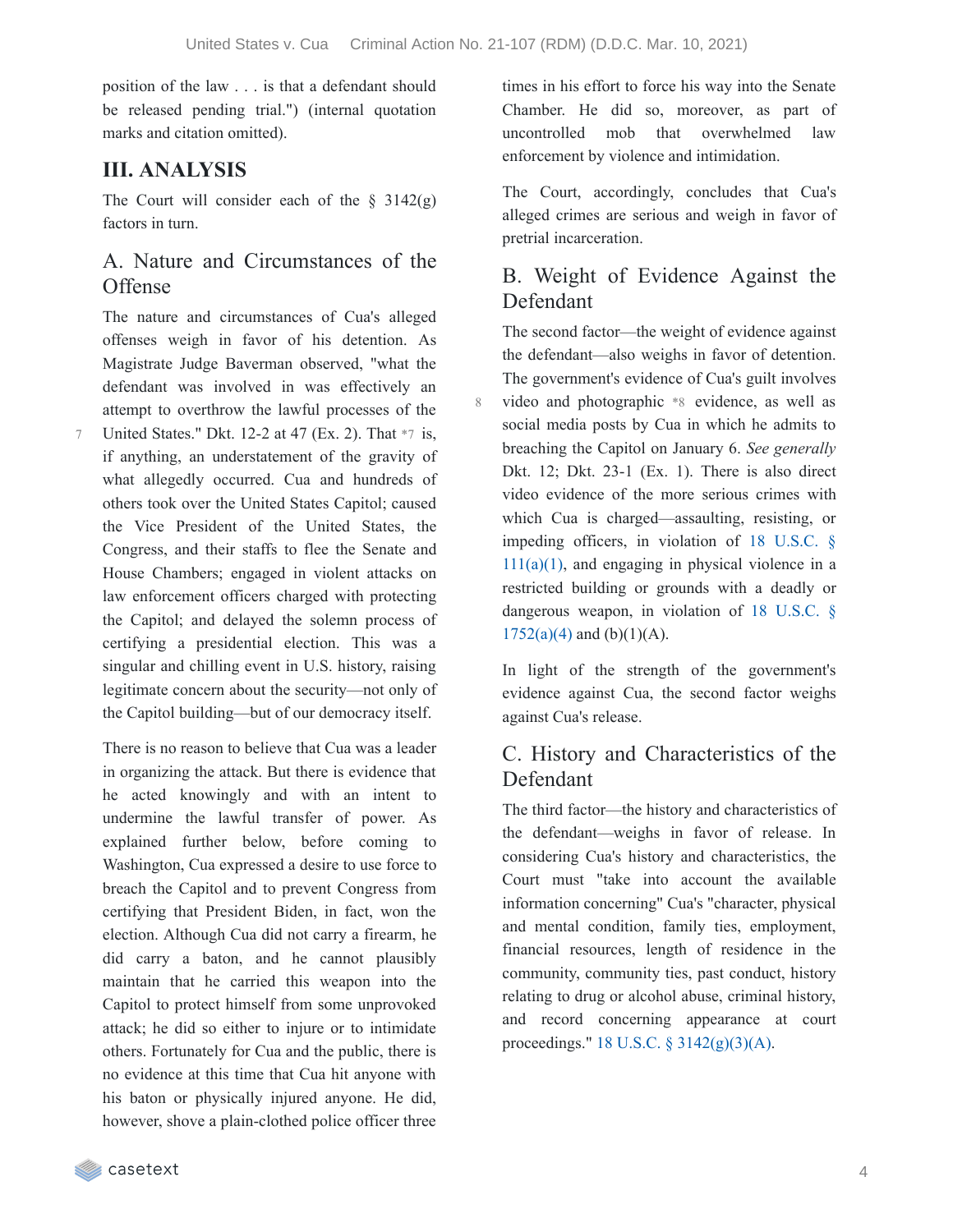position of the law . . . is that a defendant should be released pending trial.") (internal quotation marks and citation omitted).

## III. ANALYSIS

The Court will consider each of the § 3142(g) factors in turn.

### A. Nature and Circumstances of the Offense

The nature and circumstances of Cua's alleged offenses weigh in favor of his detention. As Magistrate Judge Baverman observed, "what the defendant was involved in was effectively an attempt to overthrow the lawful processes of the United States." Dkt. 12-2 at 47 (Ex. 2). That *7 is, if anything, an understatement of the gravity of what allegedly occurred. Cua and hundreds of others took over the United States Capitol; caused the Vice President of the United States, the Congress, and their staffs to flee the Senate and House Chambers; engaged in violent attacks on law enforcement officers charged with protecting the Capitol; and delayed the solemn process of certifying a presidential election. This was a singular and chilling event in U.S. history, raising legitimate concern about the security—not only of the Capitol building—but of our democracy itself.

There is no reason to believe that Cua was a leader in organizing the attack. But there is evidence that he acted knowingly and with an intent to undermine the lawful transfer of power. As explained further below, before coming to Washington, Cua expressed a desire to use force to breach the Capitol and to prevent Congress from certifying that President Biden, in fact, won the election. Although Cua did not carry a firearm, he did carry a baton, and he cannot plausibly maintain that he carried this weapon into the Capitol to protect himself from some unprovoked attack; he did so either to injure or to intimidate others. Fortunately for Cua and the public, there is no evidence at this time that Cua hit anyone with his baton or physically injured anyone. He did, however, shove a plain-clothed police officer three times in his effort to force his way into the Senate Chamber. He did so, moreover, as part of uncontrolled mob that overwhelmed law enforcement by violence and intimidation.

The Court, accordingly, concludes that Cua's alleged crimes are serious and weigh in favor of pretrial incarceration.

### B. Weight of Evidence Against the Defendant

The second factor—the weight of evidence against the defendant—also weighs in favor of detention. The government's evidence of Cua's guilt involves video and photographic *8 evidence, as well as social media posts by Cua in which he admits to breaching the Capitol on January 6. *See generally* Dkt. 12; Dkt. 23-1 (Ex. 1). There is also direct video evidence of the more serious crimes with which Cua is charged—assaulting, resisting, or impeding officers, in violation of 18 U.S.C. § 111(a)(1), and engaging in physical violence in a restricted building or grounds with a deadly or dangerous weapon, in violation of 18 U.S.C. § 1752(a)(4) and (b)(1)(A).

In light of the strength of the government's evidence against Cua, the second factor weighs against Cua's release.

### C. History and Characteristics of the Defendant

The third factor—the history and characteristics of the defendant—weighs in favor of release. In considering Cua's history and characteristics, the Court must "take into account the available information concerning" Cua's "character, physical and mental condition, family ties, employment, financial resources, length of residence in the community, community ties, past conduct, history relating to drug or alcohol abuse, criminal history, and record concerning appearance at court proceedings." 18 U.S.C. § 3142(g)(3)(A).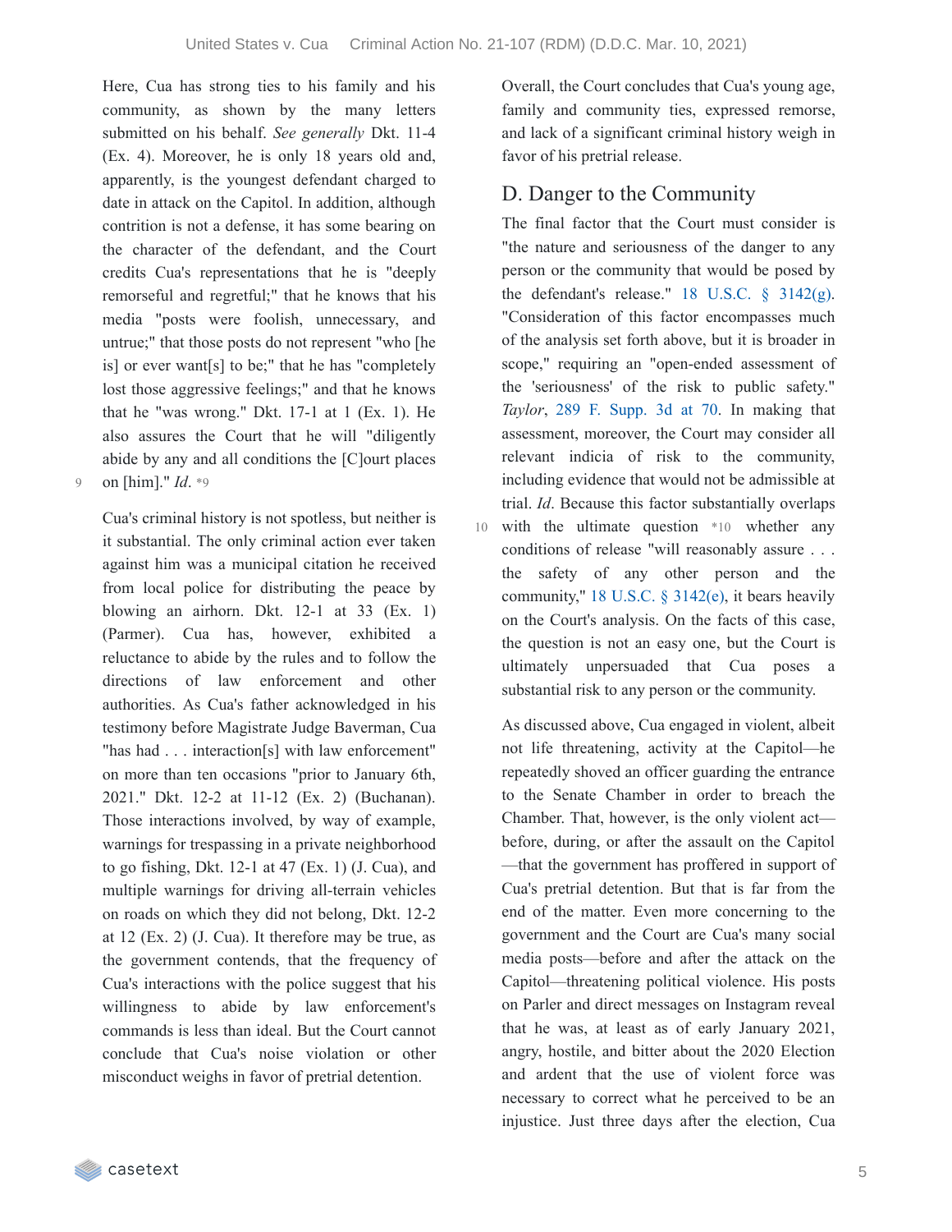Here, Cua has strong ties to his family and his community, as shown by the many letters submitted on his behalf. *See generally* Dkt. 11-4 (Ex. 4). Moreover, he is only 18 years old and, apparently, is the youngest defendant charged to date in attack on the Capitol. In addition, although contrition is not a defense, it has some bearing on the character of the defendant, and the Court credits Cua's representations that he is "deeply remorseful and regretful;" that he knows that his media "posts were foolish, unnecessary, and untrue;" that those posts do not represent "who [he is] or ever want[s] to be;" that he has "completely lost those aggressive feelings;" and that he knows that he "was wrong." Dkt. 17-1 at 1 (Ex. 1). He also assures the Court that he will "diligently abide by any and all conditions the [C]ourt places on [him]." *Id*. *9

Cua's criminal history is not spotless, but neither is it substantial. The only criminal action ever taken against him was a municipal citation he received from local police for distributing the peace by blowing an airhorn. Dkt. 12-1 at 33 (Ex. 1) (Parmer). Cua has, however, exhibited a reluctance to abide by the rules and to follow the directions of law enforcement and other authorities. As Cua's father acknowledged in his testimony before Magistrate Judge Baverman, Cua "has had . . . interaction[s] with law enforcement" on more than ten occasions "prior to January 6th, 2021." Dkt. 12-2 at 11-12 (Ex. 2) (Buchanan). Those interactions involved, by way of example, warnings for trespassing in a private neighborhood to go fishing, Dkt. 12-1 at 47 (Ex. 1) (J. Cua), and multiple warnings for driving all-terrain vehicles on roads on which they did not belong, Dkt. 12-2 at 12 (Ex. 2) (J. Cua). It therefore may be true, as the government contends, that the frequency of Cua's interactions with the police suggest that his willingness to abide by law enforcement's commands is less than ideal. But the Court cannot conclude that Cua's noise violation or other misconduct weighs in favor of pretrial detention.

Overall, the Court concludes that Cua's young age, family and community ties, expressed remorse, and lack of a significant criminal history weigh in favor of his pretrial release.

## D. Danger to the Community

The final factor that the Court must consider is "the nature and seriousness of the danger to any person or the community that would be posed by the defendant's release." 18 U.S.C. § 3142(g). "Consideration of this factor encompasses much of the analysis set forth above, but it is broader in scope," requiring an "open-ended assessment of the 'seriousness' of the risk to public safety." *Taylor*, 289 F. Supp. 3d at 70. In making that assessment, moreover, the Court may consider all relevant indicia of risk to the community, including evidence that would not be admissible at trial. *Id*. Because this factor substantially overlaps with the ultimate question *10 whether any conditions of release "will reasonably assure . . . the safety of any other person and the community," 18 U.S.C. § 3142(e), it bears heavily on the Court's analysis. On the facts of this case, the question is not an easy one, but the Court is ultimately unpersuaded that Cua poses a substantial risk to any person or the community.

As discussed above, Cua engaged in violent, albeit not life threatening, activity at the Capitol—he repeatedly shoved an officer guarding the entrance to the Senate Chamber in order to breach the Chamber. That, however, is the only violent act—before, during, or after the assault on the Capitol—that the government has proffered in support of Cua's pretrial detention. But that is far from the end of the matter. Even more concerning to the government and the Court are Cua's many social media posts—before and after the attack on the Capitol—threatening political violence. His posts on Parler and direct messages on Instagram reveal that he was, at least as of early January 2021, angry, hostile, and bitter about the 2020 Election and ardent that the use of violent force was necessary to correct what he perceived to be an injustice. Just three days after the election, Cua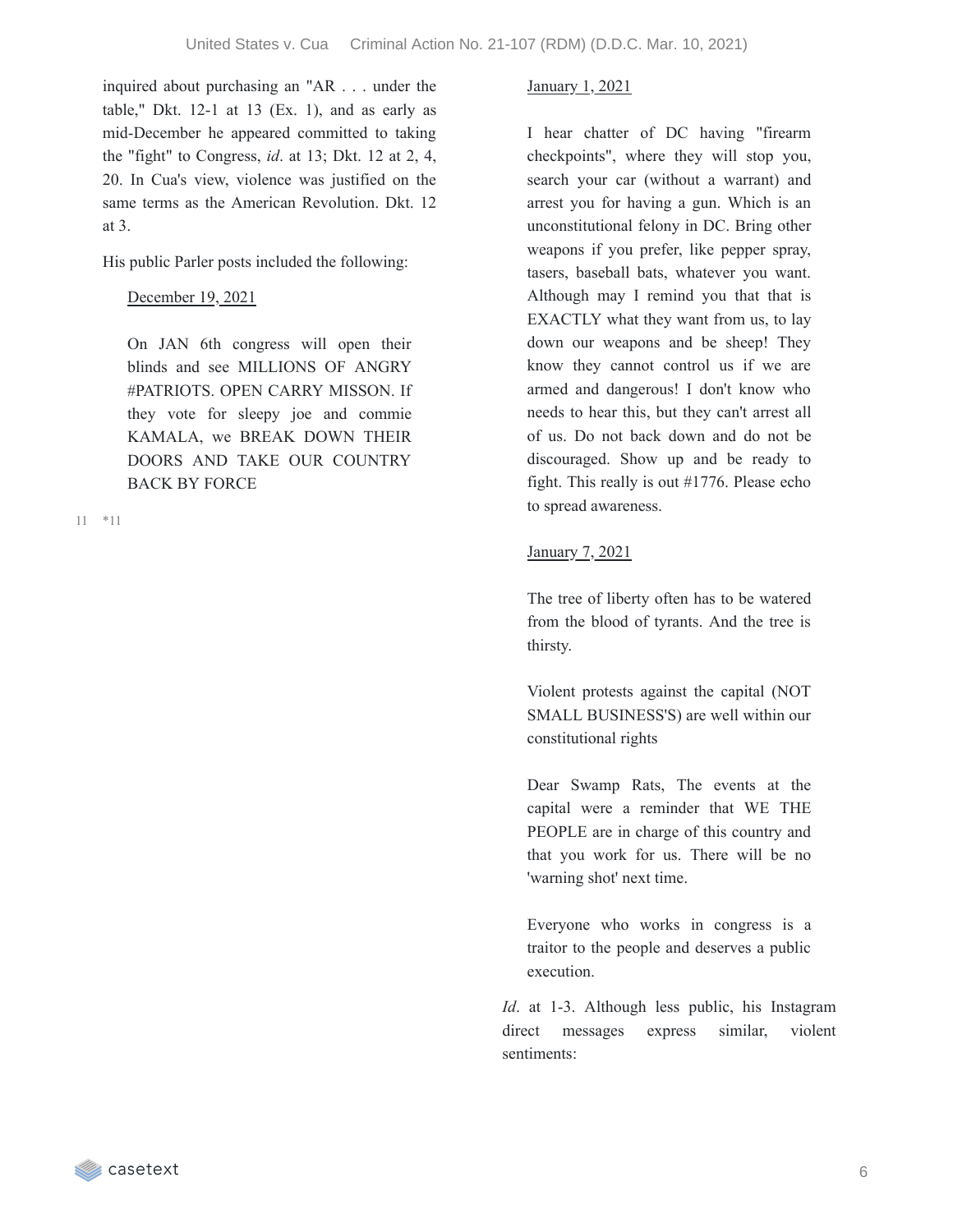inquired about purchasing an "AR . . . under the table," Dkt. 12-1 at 13 (Ex. 1), and as early as mid-December he appeared committed to taking the "fight" to Congress, *id*. at 13; Dkt. 12 at 2, 4, 20. In Cua's view, violence was justified on the same terms as the American Revolution. Dkt. 12 at 3.

His public Parler posts included the following:

> <u>December 19, 2021</u>
>
> On JAN 6th congress will open their blinds and see MILLIONS OF ANGRY #PATRIOTS. OPEN CARRY MISSON. If they vote for sleepy joe and commie KAMALA, we BREAK DOWN THEIR DOORS AND TAKE OUR COUNTRY BACK BY FORCE

*11

> <u>January 1, 2021</u>
>
> I hear chatter of DC having "firearm checkpoints", where they will stop you, search your car (without a warrant) and arrest you for having a gun. Which is an unconstitutional felony in DC. Bring other weapons if you prefer, like pepper spray, tasers, baseball bats, whatever you want. Although may I remind you that that is EXACTLY what they want from us, to lay down our weapons and be sheep! They know they cannot control us if we are armed and dangerous! I don't know who needs to hear this, but they can't arrest all of us. Do not back down and do not be discouraged. Show up and be ready to fight. This really is out #1776. Please echo to spread awareness.
>
> <u>January 7, 2021</u>
>
> The tree of liberty often has to be watered from the blood of tyrants. And the tree is thirsty.
>
> Violent protests against the capital (NOT SMALL BUSINESS'S) are well within our constitutional rights
>
> Dear Swamp Rats, The events at the capital were a reminder that WE THE PEOPLE are in charge of this country and that you work for us. There will be no 'warning shot' next time.
>
> Everyone who works in congress is a traitor to the people and deserves a public execution.

*Id*. at 1-3. Although less public, his Instagram direct messages express similar, violent sentiments: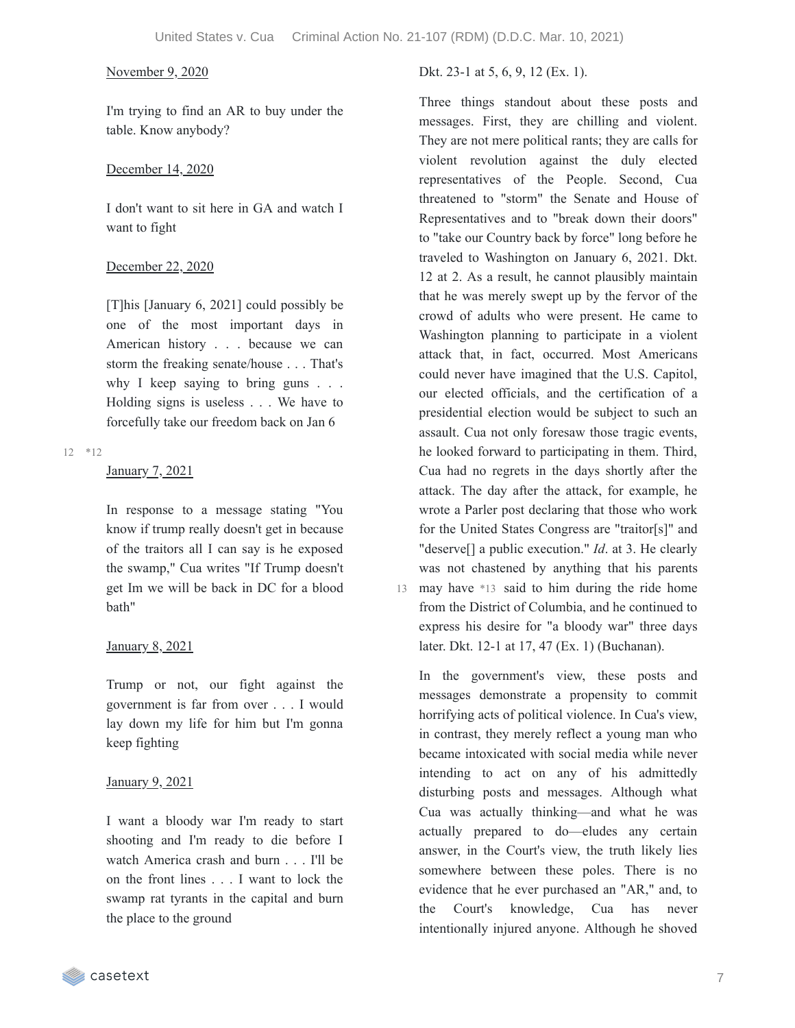<u>November 9, 2020</u>

> I'm trying to find an AR to buy under the table. Know anybody?

<u>December 14, 2020</u>

> I don't want to sit here in GA and watch I want to fight

<u>December 22, 2020</u>

> [T]his [January 6, 2021] could possibly be one of the most important days in American history . . . because we can storm the freaking senate/house . . . That's why I keep saying to bring guns . . . Holding signs is useless . . . We have to forcefully take our freedom back on Jan 6

12 *12

<u>January 7, 2021</u>

> In response to a message stating "You know if trump really doesn't get in because of the traitors all I can say is he exposed the swamp," Cua writes "If Trump doesn't get Im we will be back in DC for a blood bath"

<u>January 8, 2021</u>

> Trump or not, our fight against the government is far from over . . . I would lay down my life for him but I'm gonna keep fighting

<u>January 9, 2021</u>

> I want a bloody war I'm ready to start shooting and I'm ready to die before I watch America crash and burn . . . I'll be on the front lines . . . I want to lock the swamp rat tyrants in the capital and burn the place to the ground

Dkt. 23-1 at 5, 6, 9, 12 (Ex. 1).

Three things standout about these posts and messages. First, they are chilling and violent. They are not mere political rants; they are calls for violent revolution against the duly elected representatives of the People. Second, Cua threatened to "storm" the Senate and House of Representatives and to "break down their doors" to "take our Country back by force" long before he traveled to Washington on January 6, 2021. Dkt. 12 at 2. As a result, he cannot plausibly maintain that he was merely swept up by the fervor of the crowd of adults who were present. He came to Washington planning to participate in a violent attack that, in fact, occurred. Most Americans could never have imagined that the U.S. Capitol, our elected officials, and the certification of a presidential election would be subject to such an assault. Cua not only foresaw those tragic events, he looked forward to participating in them. Third, Cua had no regrets in the days shortly after the attack. The day after the attack, for example, he wrote a Parler post declaring that those who work for the United States Congress are "traitor[s]" and "deserve[] a public execution." *Id*. at 3. He clearly was not chastened by anything that his parents may have 13 *13 said to him during the ride home from the District of Columbia, and he continued to express his desire for "a bloody war" three days later. Dkt. 12-1 at 17, 47 (Ex. 1) (Buchanan).

In the government's view, these posts and messages demonstrate a propensity to commit horrifying acts of political violence. In Cua's view, in contrast, they merely reflect a young man who became intoxicated with social media while never intending to act on any of his admittedly disturbing posts and messages. Although what Cua was actually thinking—and what he was actually prepared to do—eludes any certain answer, in the Court's view, the truth likely lies somewhere between these poles. There is no evidence that he ever purchased an "AR," and, to the Court's knowledge, Cua has never intentionally injured anyone. Although he shoved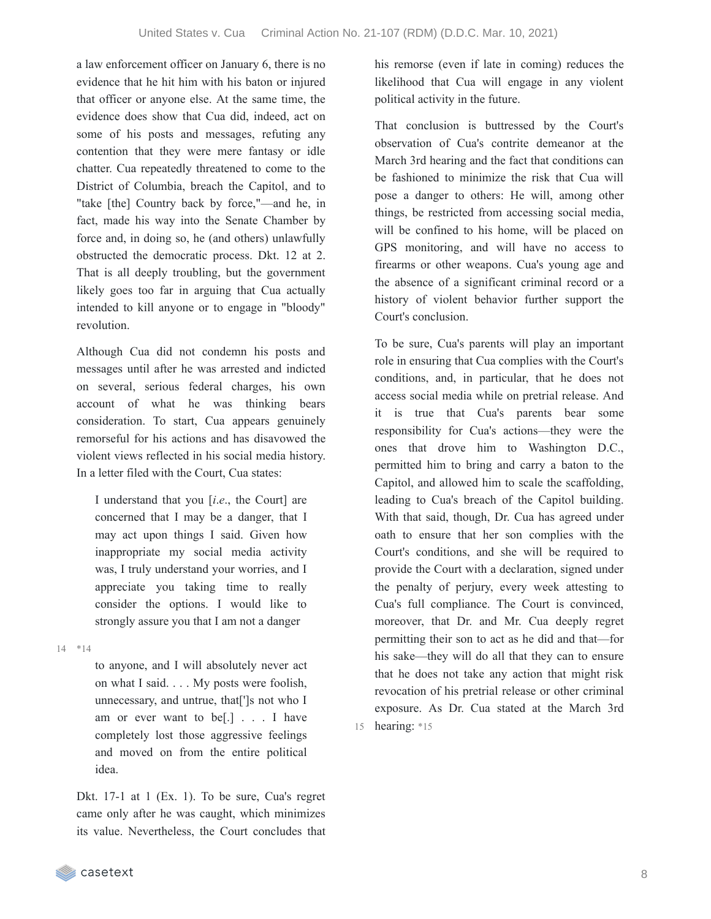a law enforcement officer on January 6, there is no evidence that he hit him with his baton or injured that officer or anyone else. At the same time, the evidence does show that Cua did, indeed, act on some of his posts and messages, refuting any contention that they were mere fantasy or idle chatter. Cua repeatedly threatened to come to the District of Columbia, breach the Capitol, and to "take [the] Country back by force,"—and he, in fact, made his way into the Senate Chamber by force and, in doing so, he (and others) unlawfully obstructed the democratic process. Dkt. 12 at 2. That is all deeply troubling, but the government likely goes too far in arguing that Cua actually intended to kill anyone or to engage in "bloody" revolution.

Although Cua did not condemn his posts and messages until after he was arrested and indicted on several, serious federal charges, his own account of what he was thinking bears consideration. To start, Cua appears genuinely remorseful for his actions and has disavowed the violent views reflected in his social media history. In a letter filed with the Court, Cua states:

> I understand that you [*i.e.*, the Court] are concerned that I may be a danger, that I may act upon things I said. Given how inappropriate my social media activity was, I truly understand your worries, and I appreciate you taking time to really consider the options. I would like to strongly assure you that I am not a danger
>
> 14 *14
>
> to anyone, and I will absolutely never act on what I said. . . . My posts were foolish, unnecessary, and untrue, that[']s not who I am or ever want to be[.] . . . I have completely lost those aggressive feelings and moved on from the entire political idea.

Dkt. 17-1 at 1 (Ex. 1). To be sure, Cua's regret came only after he was caught, which minimizes its value. Nevertheless, the Court concludes that his remorse (even if late in coming) reduces the likelihood that Cua will engage in any violent political activity in the future.

That conclusion is buttressed by the Court's observation of Cua's contrite demeanor at the March 3rd hearing and the fact that conditions can be fashioned to minimize the risk that Cua will pose a danger to others: He will, among other things, be restricted from accessing social media, will be confined to his home, will be placed on GPS monitoring, and will have no access to firearms or other weapons. Cua's young age and the absence of a significant criminal record or a history of violent behavior further support the Court's conclusion.

To be sure, Cua's parents will play an important role in ensuring that Cua complies with the Court's conditions, and, in particular, that he does not access social media while on pretrial release. And it is true that Cua's parents bear some responsibility for Cua's actions—they were the ones that drove him to Washington D.C., permitted him to bring and carry a baton to the Capitol, and allowed him to scale the scaffolding, leading to Cua's breach of the Capitol building. With that said, though, Dr. Cua has agreed under oath to ensure that her son complies with the Court's conditions, and she will be required to provide the Court with a declaration, signed under the penalty of perjury, every week attesting to Cua's full compliance. The Court is convinced, moreover, that Dr. and Mr. Cua deeply regret permitting their son to act as he did and that—for his sake—they will do all that they can to ensure that he does not take any action that might risk revocation of his pretrial release or other criminal exposure. As Dr. Cua stated at the March 3rd hearing: *15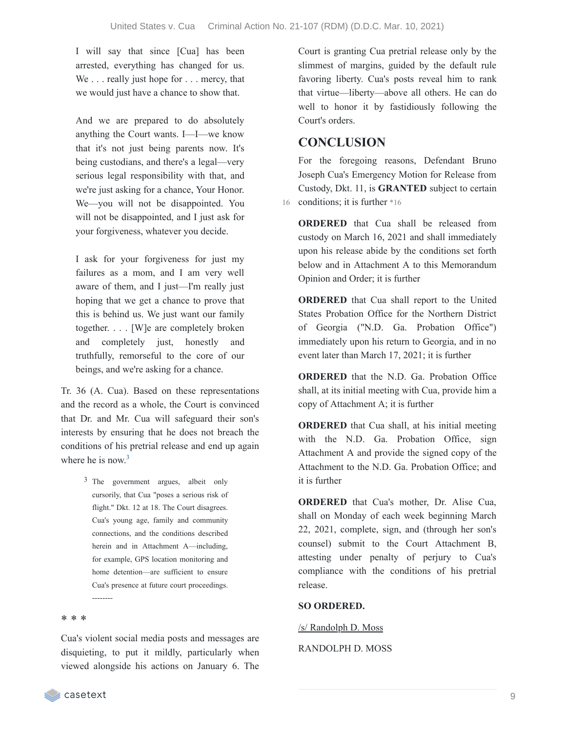> I will say that since [Cua] has been arrested, everything has changed for us. We . . . really just hope for . . . mercy, that we would just have a chance to show that.
>
> And we are prepared to do absolutely anything the Court wants. I—I—we know that it's not just being parents now. It's being custodians, and there's a legal—very serious legal responsibility with that, and we're just asking for a chance, Your Honor. We—you will not be disappointed. You will not be disappointed, and I just ask for your forgiveness, whatever you decide.
>
> I ask for your forgiveness for just my failures as a mom, and I am very well aware of them, and I just—I'm really just hoping that we get a chance to prove that this is behind us. We just want our family together. . . . [W]e are completely broken and completely just, honestly and truthfully, remorseful to the core of our beings, and we're asking for a chance.

Tr. 36 (A. Cua). Based on these representations and the record as a whole, the Court is convinced that Dr. and Mr. Cua will safeguard their son's interests by ensuring that he does not breach the conditions of his pretrial release and end up again where he is now.[3]

[3] The government argues, albeit only cursorily, that Cua "poses a serious risk of flight." Dkt. 12 at 18. The Court disagrees. Cua's young age, family and community connections, and the conditions described herein and in Attachment A—including, for example, GPS location monitoring and home detention—are sufficient to ensure Cua's presence at future court proceedings.

--------

* * *

Cua's violent social media posts and messages are disquieting, to put it mildly, particularly when viewed alongside his actions on January 6. The Court is granting Cua pretrial release only by the slimmest of margins, guided by the default rule favoring liberty. Cua's posts reveal him to rank that virtue—liberty—above all others. He can do well to honor it by fastidiously following the Court's orders.

## CONCLUSION

For the foregoing reasons, Defendant Bruno Joseph Cua's Emergency Motion for Release from Custody, Dkt. 11, is **GRANTED** subject to certain conditions; it is further *16

**ORDERED** that Cua shall be released from custody on March 16, 2021 and shall immediately upon his release abide by the conditions set forth below and in Attachment A to this Memorandum Opinion and Order; it is further

**ORDERED** that Cua shall report to the United States Probation Office for the Northern District of Georgia ("N.D. Ga. Probation Office") immediately upon his return to Georgia, and in no event later than March 17, 2021; it is further

**ORDERED** that the N.D. Ga. Probation Office shall, at its initial meeting with Cua, provide him a copy of Attachment A; it is further

**ORDERED** that Cua shall, at his initial meeting with the N.D. Ga. Probation Office, sign Attachment A and provide the signed copy of the Attachment to the N.D. Ga. Probation Office; and it is further

**ORDERED** that Cua's mother, Dr. Alise Cua, shall on Monday of each week beginning March 22, 2021, complete, sign, and (through her son's counsel) submit to the Court Attachment B, attesting under penalty of perjury to Cua's compliance with the conditions of his pretrial release.

**SO ORDERED.**

/s/ Randolph D. Moss

RANDOLPH D. MOSS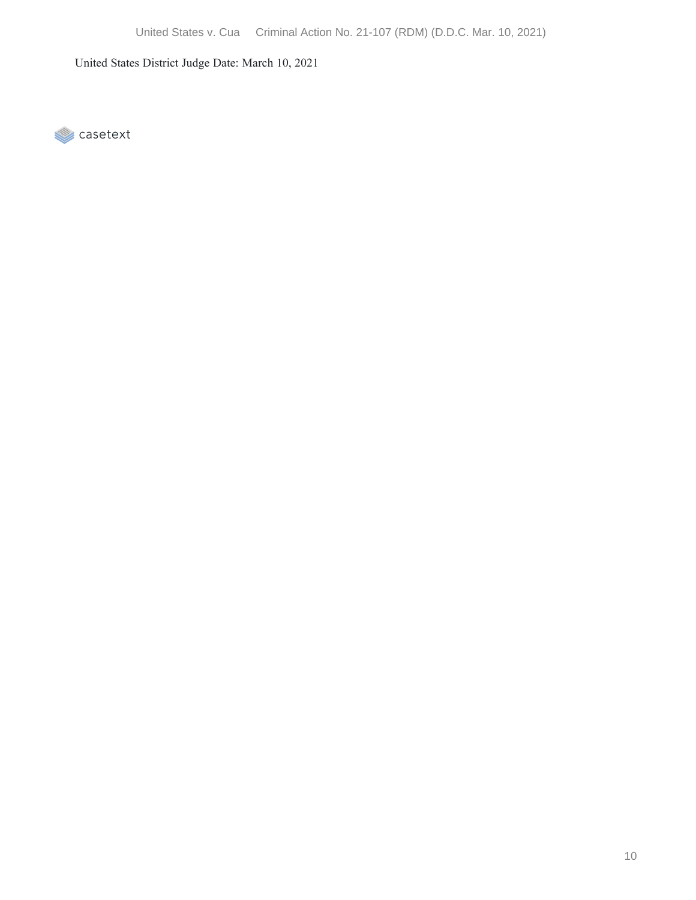United States District Judge Date: March 10, 2021